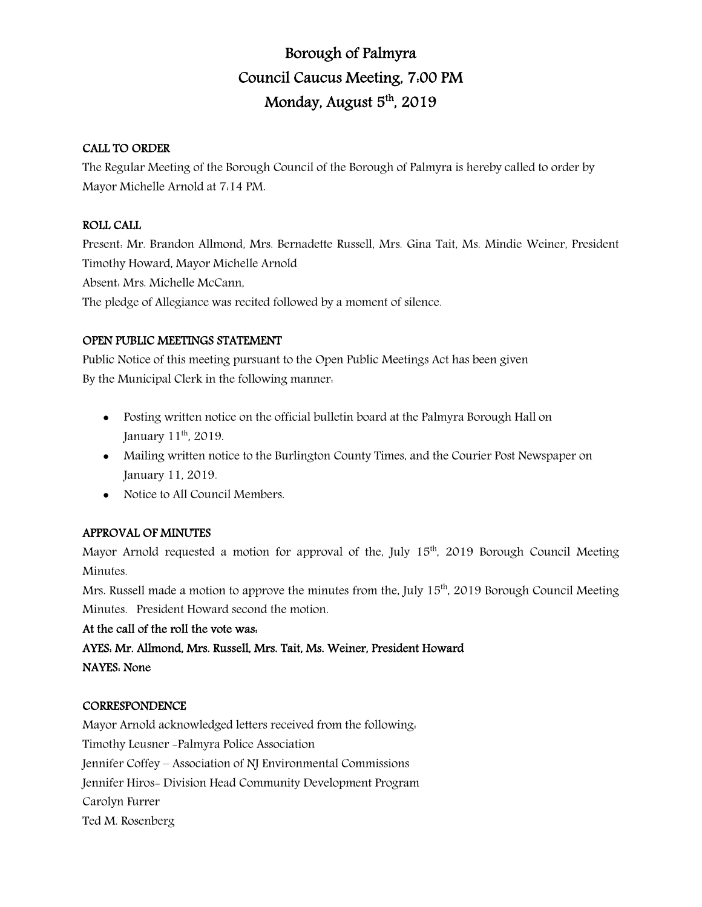# Borough of Palmyra
## Council Caucus Meeting, 7:00 PM
## Monday, August 5th, 2019

**CALL TO ORDER**

The Regular Meeting of the Borough Council of the Borough of Palmyra is hereby called to order by Mayor Michelle Arnold at 7:14 PM.

**ROLL CALL**

Present: Mr. Brandon Allmond, Mrs. Bernadette Russell, Mrs. Gina Tait, Ms. Mindie Weiner, President Timothy Howard, Mayor Michelle Arnold

Absent: Mrs. Michelle McCann,

The pledge of Allegiance was recited followed by a moment of silence.

**OPEN PUBLIC MEETINGS STATEMENT**

Public Notice of this meeting pursuant to the Open Public Meetings Act has been given By the Municipal Clerk in the following manner:

- Posting written notice on the official bulletin board at the Palmyra Borough Hall on January 11th, 2019.
- Mailing written notice to the Burlington County Times, and the Courier Post Newspaper on January 11, 2019.
- Notice to All Council Members.

**APPROVAL OF MINUTES**

Mayor Arnold requested a motion for approval of the, July 15th, 2019 Borough Council Meeting Minutes.

Mrs. Russell made a motion to approve the minutes from the, July 15th, 2019 Borough Council Meeting Minutes. President Howard second the motion.

**At the call of the roll the vote was:**

**AYES: Mr. Allmond, Mrs. Russell, Mrs. Tait, Ms. Weiner, President Howard**

**NAYES: None**

**CORRESPONDENCE**

Mayor Arnold acknowledged letters received from the following:

Timothy Leusner -Palmyra Police Association

Jennifer Coffey – Association of NJ Environmental Commissions

Jennifer Hiros- Division Head Community Development Program

Carolyn Furrer

Ted M. Rosenberg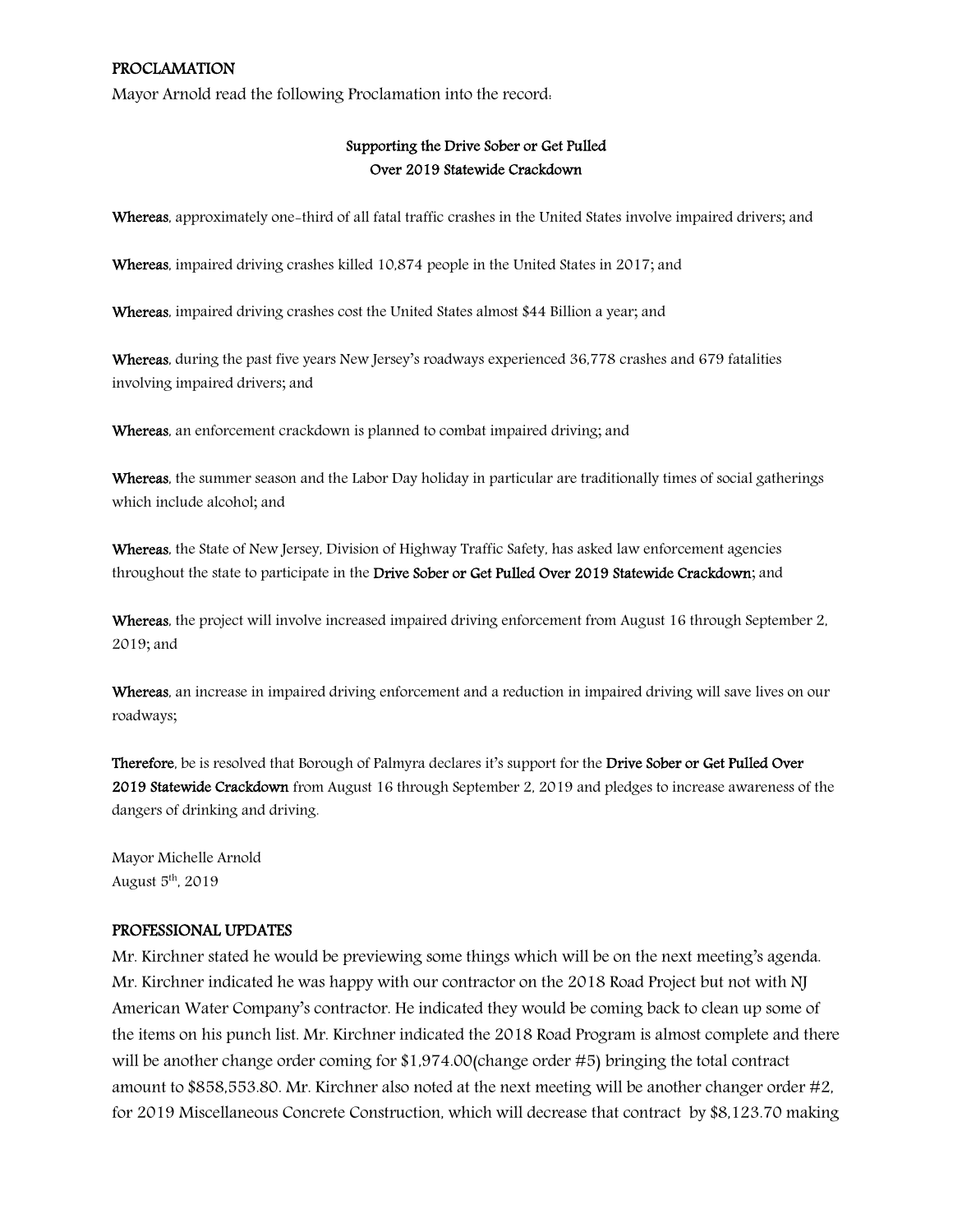## PROCLAMATION

Mayor Arnold read the following Proclamation into the record:

**Supporting the Drive Sober or Get Pulled Over 2019 Statewide Crackdown**

**Whereas**, approximately one-third of all fatal traffic crashes in the United States involve impaired drivers; and

**Whereas**, impaired driving crashes killed 10,874 people in the United States in 2017; and

**Whereas**, impaired driving crashes cost the United States almost $44 Billion a year; and

**Whereas**, during the past five years New Jersey's roadways experienced 36,778 crashes and 679 fatalities involving impaired drivers; and

**Whereas**, an enforcement crackdown is planned to combat impaired driving; and

**Whereas**, the summer season and the Labor Day holiday in particular are traditionally times of social gatherings which include alcohol; and

**Whereas**, the State of New Jersey, Division of Highway Traffic Safety, has asked law enforcement agencies throughout the state to participate in the **Drive Sober or Get Pulled Over 2019 Statewide Crackdown**; and

**Whereas**, the project will involve increased impaired driving enforcement from August 16 through September 2, 2019; and

**Whereas**, an increase in impaired driving enforcement and a reduction in impaired driving will save lives on our roadways;

**Therefore**, be is resolved that Borough of Palmyra declares it's support for the **Drive Sober or Get Pulled Over 2019 Statewide Crackdown** from August 16 through September 2, 2019 and pledges to increase awareness of the dangers of drinking and driving.

Mayor Michelle Arnold
August 5th, 2019

## PROFESSIONAL UPDATES

Mr. Kirchner stated he would be previewing some things which will be on the next meeting's agenda. Mr. Kirchner indicated he was happy with our contractor on the 2018 Road Project but not with NJ American Water Company's contractor. He indicated they would be coming back to clean up some of the items on his punch list. Mr. Kirchner indicated the 2018 Road Program is almost complete and there will be another change order coming for $1,974.00(change order #5) bringing the total contract amount to $858,553.80. Mr. Kirchner also noted at the next meeting will be another changer order #2, for 2019 Miscellaneous Concrete Construction, which will decrease that contract by $8,123.70 making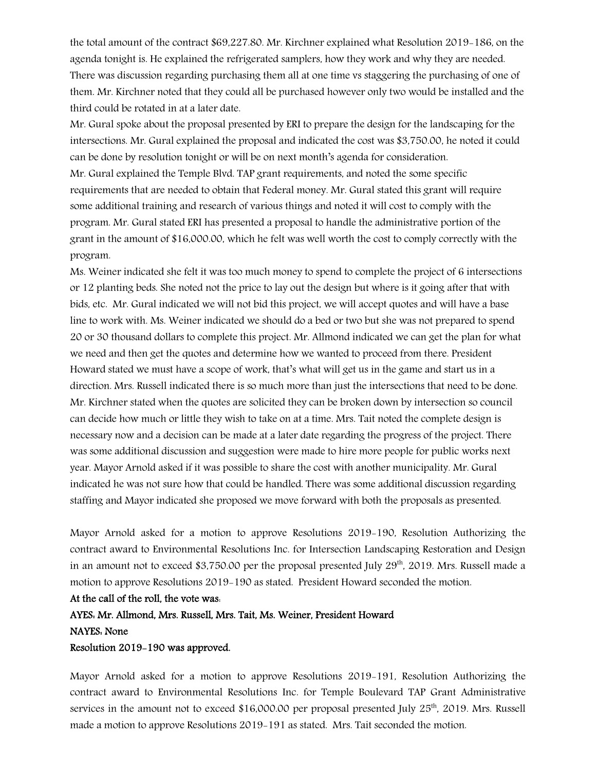the total amount of the contract $69,227.80. Mr. Kirchner explained what Resolution 2019-186, on the agenda tonight is. He explained the refrigerated samplers, how they work and why they are needed. There was discussion regarding purchasing them all at one time vs staggering the purchasing of one of them. Mr. Kirchner noted that they could all be purchased however only two would be installed and the third could be rotated in at a later date.

Mr. Gural spoke about the proposal presented by ERI to prepare the design for the landscaping for the intersections. Mr. Gural explained the proposal and indicated the cost was $3,750.00, he noted it could can be done by resolution tonight or will be on next month's agenda for consideration.

Mr. Gural explained the Temple Blvd. TAP grant requirements, and noted the some specific requirements that are needed to obtain that Federal money. Mr. Gural stated this grant will require some additional training and research of various things and noted it will cost to comply with the program. Mr. Gural stated ERI has presented a proposal to handle the administrative portion of the grant in the amount of $16,000.00, which he felt was well worth the cost to comply correctly with the program.

Ms. Weiner indicated she felt it was too much money to spend to complete the project of 6 intersections or 12 planting beds. She noted not the price to lay out the design but where is it going after that with bids, etc. Mr. Gural indicated we will not bid this project, we will accept quotes and will have a base line to work with. Ms. Weiner indicated we should do a bed or two but she was not prepared to spend 20 or 30 thousand dollars to complete this project. Mr. Allmond indicated we can get the plan for what we need and then get the quotes and determine how we wanted to proceed from there. President Howard stated we must have a scope of work, that's what will get us in the game and start us in a direction. Mrs. Russell indicated there is so much more than just the intersections that need to be done. Mr. Kirchner stated when the quotes are solicited they can be broken down by intersection so council can decide how much or little they wish to take on at a time. Mrs. Tait noted the complete design is necessary now and a decision can be made at a later date regarding the progress of the project. There was some additional discussion and suggestion were made to hire more people for public works next year. Mayor Arnold asked if it was possible to share the cost with another municipality. Mr. Gural indicated he was not sure how that could be handled. There was some additional discussion regarding staffing and Mayor indicated she proposed we move forward with both the proposals as presented.

Mayor Arnold asked for a motion to approve Resolutions 2019-190, Resolution Authorizing the contract award to Environmental Resolutions Inc. for Intersection Landscaping Restoration and Design in an amount not to exceed $3,750.00 per the proposal presented July 29th, 2019. Mrs. Russell made a motion to approve Resolutions 2019-190 as stated. President Howard seconded the motion.

**At the call of the roll, the vote was:**

**AYES: Mr. Allmond, Mrs. Russell, Mrs. Tait, Ms. Weiner, President Howard**

**NAYES: None**

**Resolution 2019-190 was approved.**

Mayor Arnold asked for a motion to approve Resolutions 2019-191, Resolution Authorizing the contract award to Environmental Resolutions Inc. for Temple Boulevard TAP Grant Administrative services in the amount not to exceed $16,000.00 per proposal presented July 25th, 2019. Mrs. Russell made a motion to approve Resolutions 2019-191 as stated. Mrs. Tait seconded the motion.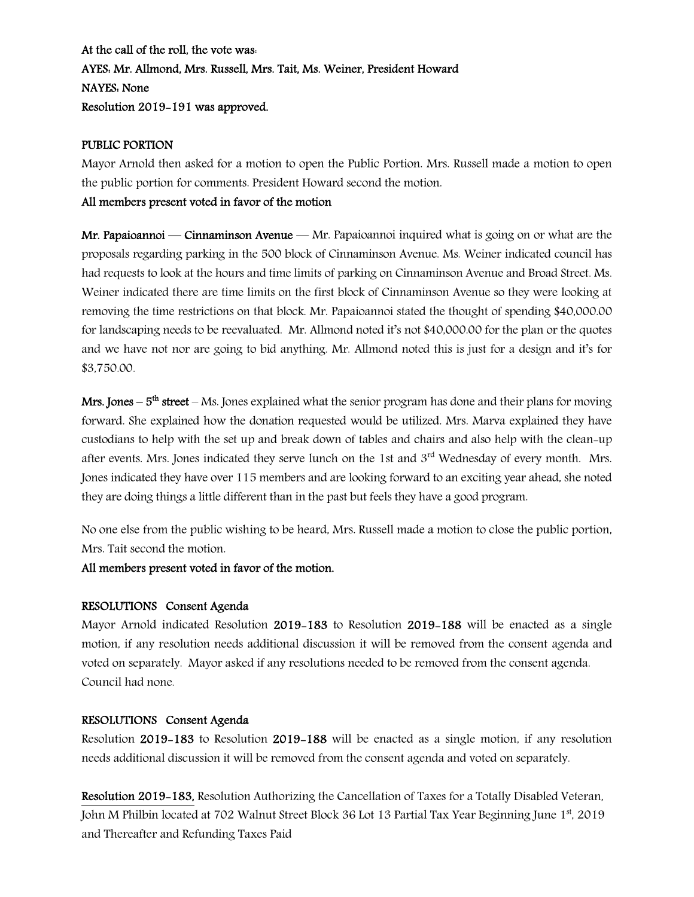**At the call of the roll, the vote was:**
**AYES: Mr. Allmond, Mrs. Russell, Mrs. Tait, Ms. Weiner, President Howard**
**NAYES: None**
**Resolution 2019-191 was approved.**

**PUBLIC PORTION**

Mayor Arnold then asked for a motion to open the Public Portion. Mrs. Russell made a motion to open the public portion for comments. President Howard second the motion.

**All members present voted in favor of the motion**

**Mr. Papaioannoi — Cinnaminson Avenue** — Mr. Papaioannoi inquired what is going on or what are the proposals regarding parking in the 500 block of Cinnaminson Avenue. Ms. Weiner indicated council has had requests to look at the hours and time limits of parking on Cinnaminson Avenue and Broad Street. Ms. Weiner indicated there are time limits on the first block of Cinnaminson Avenue so they were looking at removing the time restrictions on that block. Mr. Papaioannoi stated the thought of spending $40,000.00 for landscaping needs to be reevaluated. Mr. Allmond noted it's not $40,000.00 for the plan or the quotes and we have not nor are going to bid anything. Mr. Allmond noted this is just for a design and it's for $3,750.00.

**Mrs. Jones – 5th street** – Ms. Jones explained what the senior program has done and their plans for moving forward. She explained how the donation requested would be utilized. Mrs. Marva explained they have custodians to help with the set up and break down of tables and chairs and also help with the clean-up after events. Mrs. Jones indicated they serve lunch on the 1st and 3rd Wednesday of every month. Mrs. Jones indicated they have over 115 members and are looking forward to an exciting year ahead, she noted they are doing things a little different than in the past but feels they have a good program.

No one else from the public wishing to be heard, Mrs. Russell made a motion to close the public portion, Mrs. Tait second the motion.

**All members present voted in favor of the motion.**

**RESOLUTIONS Consent Agenda**

Mayor Arnold indicated Resolution **2019-183** to Resolution **2019-188** will be enacted as a single motion, if any resolution needs additional discussion it will be removed from the consent agenda and voted on separately. Mayor asked if any resolutions needed to be removed from the consent agenda. Council had none.

**RESOLUTIONS Consent Agenda**

Resolution **2019-183** to Resolution **2019-188** will be enacted as a single motion, if any resolution needs additional discussion it will be removed from the consent agenda and voted on separately.

**Resolution 2019-183,** Resolution Authorizing the Cancellation of Taxes for a Totally Disabled Veteran, John M Philbin located at 702 Walnut Street Block 36 Lot 13 Partial Tax Year Beginning June 1st, 2019 and Thereafter and Refunding Taxes Paid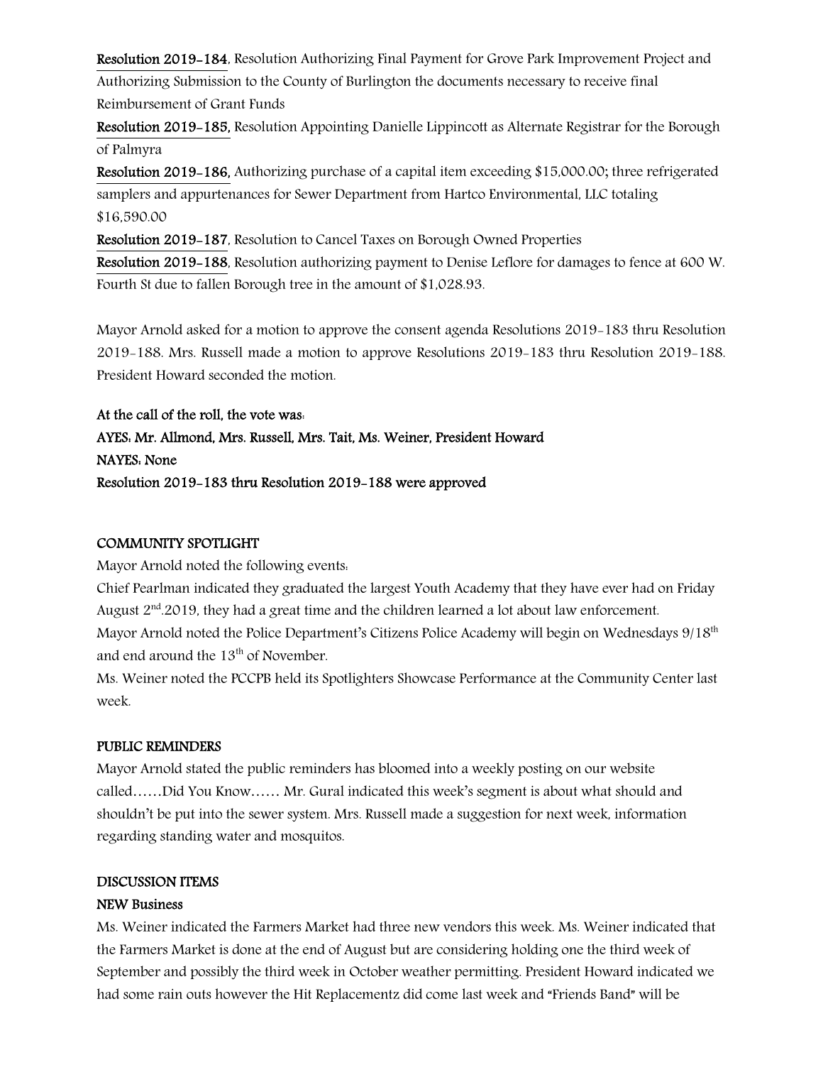**Resolution 2019-184**, Resolution Authorizing Final Payment for Grove Park Improvement Project and Authorizing Submission to the County of Burlington the documents necessary to receive final Reimbursement of Grant Funds

**Resolution 2019-185,** Resolution Appointing Danielle Lippincott as Alternate Registrar for the Borough of Palmyra

**Resolution 2019-186,** Authorizing purchase of a capital item exceeding $15,000.00; three refrigerated samplers and appurtenances for Sewer Department from Hartco Environmental, LLC totaling $16,590.00

**Resolution 2019-187**, Resolution to Cancel Taxes on Borough Owned Properties

**Resolution 2019-188**, Resolution authorizing payment to Denise Leflore for damages to fence at 600 W. Fourth St due to fallen Borough tree in the amount of $1,028.93.

Mayor Arnold asked for a motion to approve the consent agenda Resolutions 2019-183 thru Resolution 2019-188. Mrs. Russell made a motion to approve Resolutions 2019-183 thru Resolution 2019-188. President Howard seconded the motion.

**At the call of the roll, the vote was:**
**AYES: Mr. Allmond, Mrs. Russell, Mrs. Tait, Ms. Weiner, President Howard**
**NAYES: None**
**Resolution 2019-183 thru Resolution 2019-188 were approved**

**COMMUNITY SPOTLIGHT**

Mayor Arnold noted the following events:

Chief Pearlman indicated they graduated the largest Youth Academy that they have ever had on Friday August 2nd.2019, they had a great time and the children learned a lot about law enforcement.

Mayor Arnold noted the Police Department's Citizens Police Academy will begin on Wednesdays 9/18th and end around the 13th of November.

Ms. Weiner noted the PCCPB held its Spotlighters Showcase Performance at the Community Center last week.

**PUBLIC REMINDERS**

Mayor Arnold stated the public reminders has bloomed into a weekly posting on our website called……Did You Know…… Mr. Gural indicated this week's segment is about what should and shouldn't be put into the sewer system. Mrs. Russell made a suggestion for next week, information regarding standing water and mosquitos.

**DISCUSSION ITEMS**

**NEW Business**

Ms. Weiner indicated the Farmers Market had three new vendors this week. Ms. Weiner indicated that the Farmers Market is done at the end of August but are considering holding one the third week of September and possibly the third week in October weather permitting. President Howard indicated we had some rain outs however the Hit Replacementz did come last week and "Friends Band" will be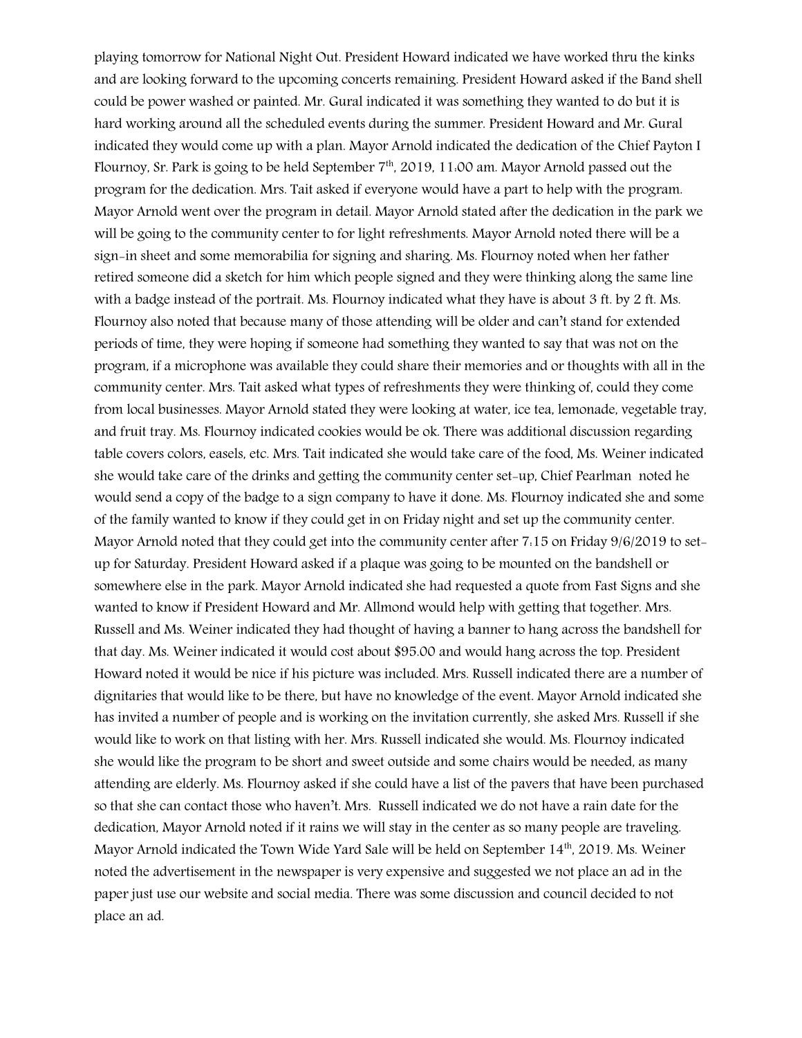playing tomorrow for National Night Out. President Howard indicated we have worked thru the kinks and are looking forward to the upcoming concerts remaining. President Howard asked if the Band shell could be power washed or painted. Mr. Gural indicated it was something they wanted to do but it is hard working around all the scheduled events during the summer. President Howard and Mr. Gural indicated they would come up with a plan. Mayor Arnold indicated the dedication of the Chief Payton I Flournoy, Sr. Park is going to be held September 7th, 2019, 11:00 am. Mayor Arnold passed out the program for the dedication. Mrs. Tait asked if everyone would have a part to help with the program. Mayor Arnold went over the program in detail. Mayor Arnold stated after the dedication in the park we will be going to the community center to for light refreshments. Mayor Arnold noted there will be a sign-in sheet and some memorabilia for signing and sharing. Ms. Flournoy noted when her father retired someone did a sketch for him which people signed and they were thinking along the same line with a badge instead of the portrait. Ms. Flournoy indicated what they have is about 3 ft. by 2 ft. Ms. Flournoy also noted that because many of those attending will be older and can't stand for extended periods of time, they were hoping if someone had something they wanted to say that was not on the program, if a microphone was available they could share their memories and or thoughts with all in the community center. Mrs. Tait asked what types of refreshments they were thinking of, could they come from local businesses. Mayor Arnold stated they were looking at water, ice tea, lemonade, vegetable tray, and fruit tray. Ms. Flournoy indicated cookies would be ok. There was additional discussion regarding table covers colors, easels, etc. Mrs. Tait indicated she would take care of the food, Ms. Weiner indicated she would take care of the drinks and getting the community center set-up, Chief Pearlman noted he would send a copy of the badge to a sign company to have it done. Ms. Flournoy indicated she and some of the family wanted to know if they could get in on Friday night and set up the community center. Mayor Arnold noted that they could get into the community center after 7:15 on Friday 9/6/2019 to set-up for Saturday. President Howard asked if a plaque was going to be mounted on the bandshell or somewhere else in the park. Mayor Arnold indicated she had requested a quote from Fast Signs and she wanted to know if President Howard and Mr. Allmond would help with getting that together. Mrs. Russell and Ms. Weiner indicated they had thought of having a banner to hang across the bandshell for that day. Ms. Weiner indicated it would cost about $95.00 and would hang across the top. President Howard noted it would be nice if his picture was included. Mrs. Russell indicated there are a number of dignitaries that would like to be there, but have no knowledge of the event. Mayor Arnold indicated she has invited a number of people and is working on the invitation currently, she asked Mrs. Russell if she would like to work on that listing with her. Mrs. Russell indicated she would. Ms. Flournoy indicated she would like the program to be short and sweet outside and some chairs would be needed, as many attending are elderly. Ms. Flournoy asked if she could have a list of the pavers that have been purchased so that she can contact those who haven't. Mrs. Russell indicated we do not have a rain date for the dedication, Mayor Arnold noted if it rains we will stay in the center as so many people are traveling. Mayor Arnold indicated the Town Wide Yard Sale will be held on September 14th, 2019. Ms. Weiner noted the advertisement in the newspaper is very expensive and suggested we not place an ad in the paper just use our website and social media. There was some discussion and council decided to not place an ad.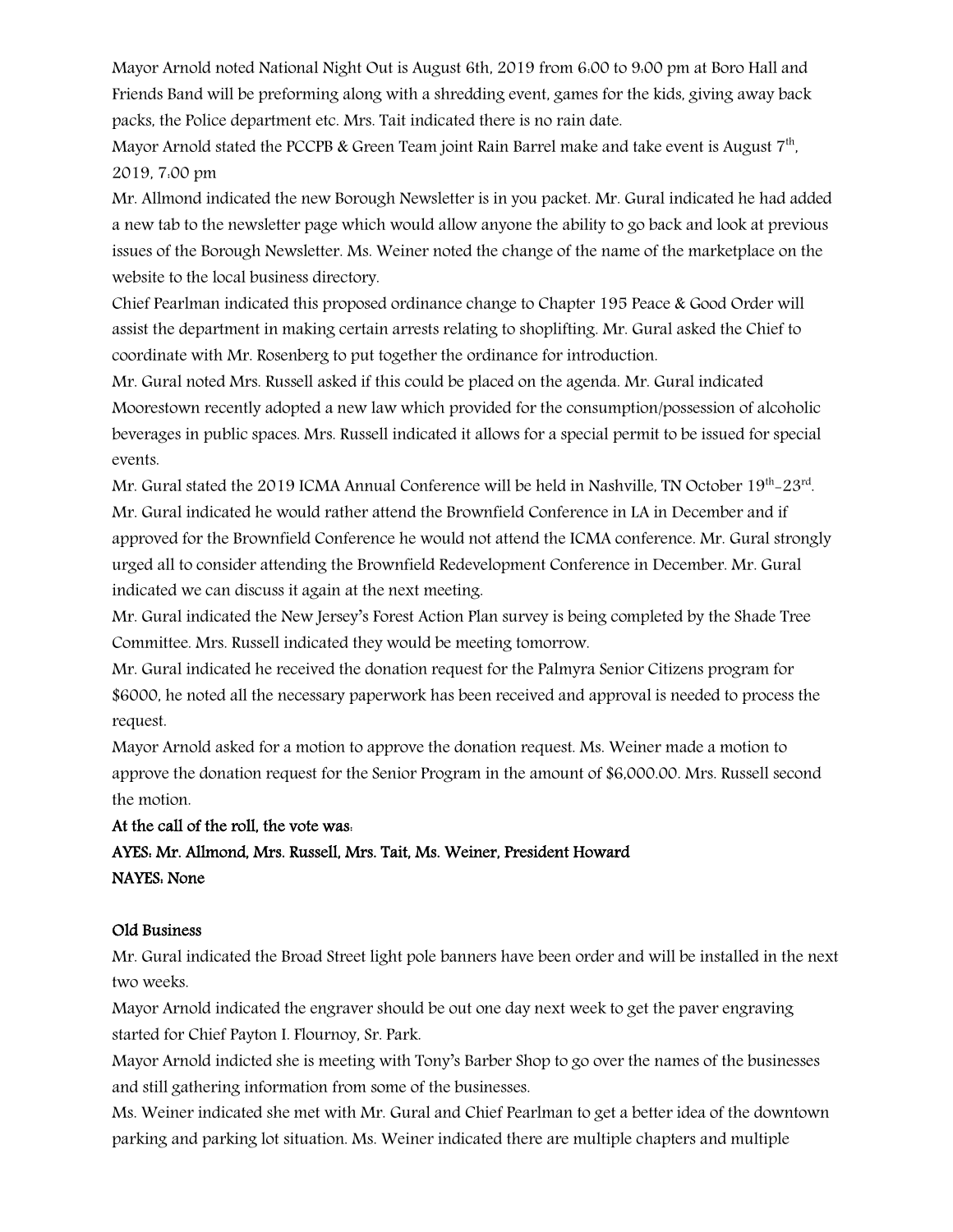Mayor Arnold noted National Night Out is August 6th, 2019 from 6:00 to 9:00 pm at Boro Hall and Friends Band will be preforming along with a shredding event, games for the kids, giving away back packs, the Police department etc. Mrs. Tait indicated there is no rain date.

Mayor Arnold stated the PCCPB & Green Team joint Rain Barrel make and take event is August 7th, 2019, 7:00 pm

Mr. Allmond indicated the new Borough Newsletter is in you packet. Mr. Gural indicated he had added a new tab to the newsletter page which would allow anyone the ability to go back and look at previous issues of the Borough Newsletter. Ms. Weiner noted the change of the name of the marketplace on the website to the local business directory.

Chief Pearlman indicated this proposed ordinance change to Chapter 195 Peace & Good Order will assist the department in making certain arrests relating to shoplifting. Mr. Gural asked the Chief to coordinate with Mr. Rosenberg to put together the ordinance for introduction.

Mr. Gural noted Mrs. Russell asked if this could be placed on the agenda. Mr. Gural indicated Moorestown recently adopted a new law which provided for the consumption/possession of alcoholic beverages in public spaces. Mrs. Russell indicated it allows for a special permit to be issued for special events.

Mr. Gural stated the 2019 ICMA Annual Conference will be held in Nashville, TN October 19th-23rd. Mr. Gural indicated he would rather attend the Brownfield Conference in LA in December and if approved for the Brownfield Conference he would not attend the ICMA conference. Mr. Gural strongly urged all to consider attending the Brownfield Redevelopment Conference in December. Mr. Gural indicated we can discuss it again at the next meeting.

Mr. Gural indicated the New Jersey's Forest Action Plan survey is being completed by the Shade Tree Committee. Mrs. Russell indicated they would be meeting tomorrow.

Mr. Gural indicated he received the donation request for the Palmyra Senior Citizens program for $6000, he noted all the necessary paperwork has been received and approval is needed to process the request.

Mayor Arnold asked for a motion to approve the donation request. Ms. Weiner made a motion to approve the donation request for the Senior Program in the amount of $6,000.00. Mrs. Russell second the motion.

**At the call of the roll, the vote was:**

**AYES: Mr. Allmond, Mrs. Russell, Mrs. Tait, Ms. Weiner, President Howard**

**NAYES: None**

**Old Business**

Mr. Gural indicated the Broad Street light pole banners have been order and will be installed in the next two weeks.

Mayor Arnold indicated the engraver should be out one day next week to get the paver engraving started for Chief Payton I. Flournoy, Sr. Park.

Mayor Arnold indicted she is meeting with Tony's Barber Shop to go over the names of the businesses and still gathering information from some of the businesses.

Ms. Weiner indicated she met with Mr. Gural and Chief Pearlman to get a better idea of the downtown parking and parking lot situation. Ms. Weiner indicated there are multiple chapters and multiple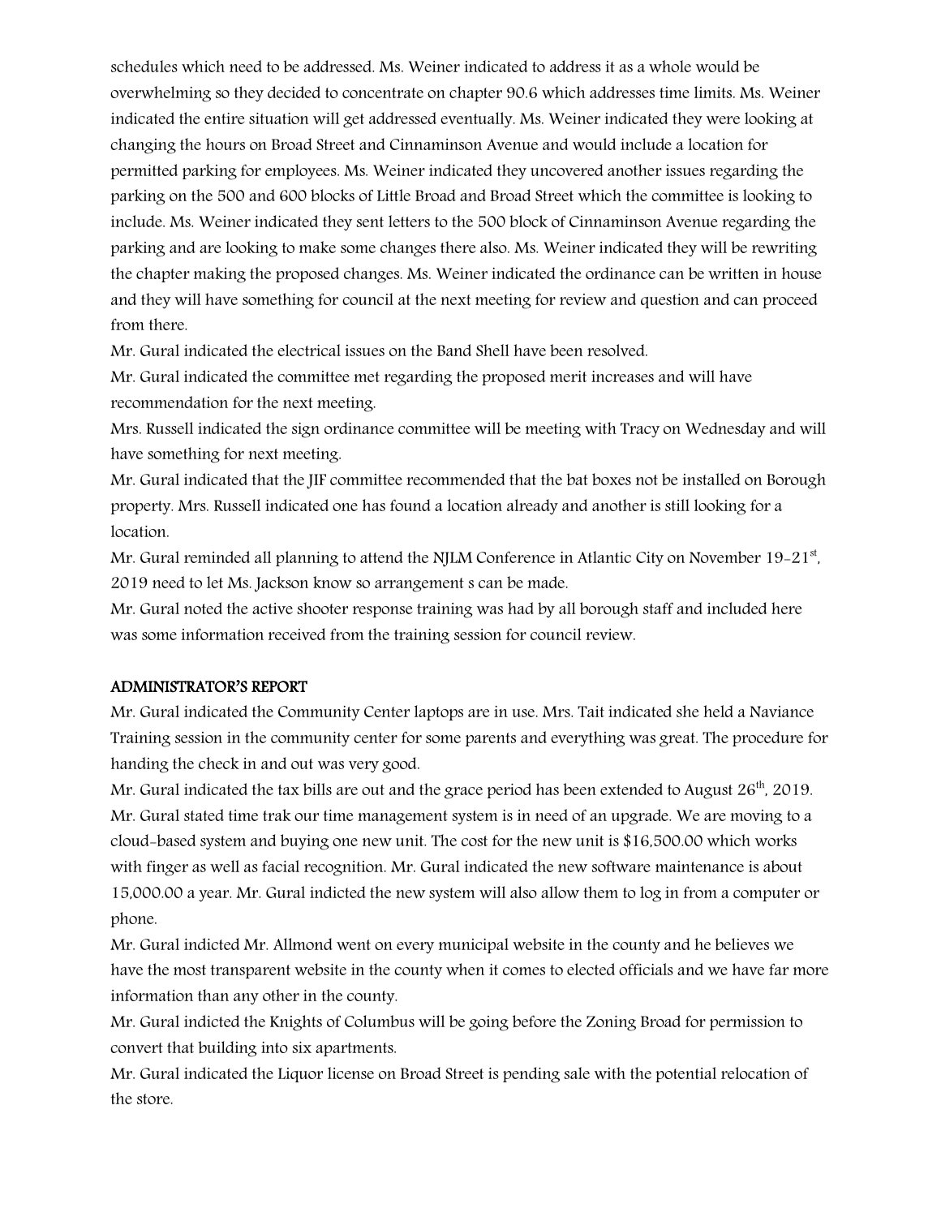schedules which need to be addressed. Ms. Weiner indicated to address it as a whole would be overwhelming so they decided to concentrate on chapter 90.6 which addresses time limits. Ms. Weiner indicated the entire situation will get addressed eventually. Ms. Weiner indicated they were looking at changing the hours on Broad Street and Cinnaminson Avenue and would include a location for permitted parking for employees. Ms. Weiner indicated they uncovered another issues regarding the parking on the 500 and 600 blocks of Little Broad and Broad Street which the committee is looking to include. Ms. Weiner indicated they sent letters to the 500 block of Cinnaminson Avenue regarding the parking and are looking to make some changes there also. Ms. Weiner indicated they will be rewriting the chapter making the proposed changes. Ms. Weiner indicated the ordinance can be written in house and they will have something for council at the next meeting for review and question and can proceed from there.

Mr. Gural indicated the electrical issues on the Band Shell have been resolved.

Mr. Gural indicated the committee met regarding the proposed merit increases and will have recommendation for the next meeting.

Mrs. Russell indicated the sign ordinance committee will be meeting with Tracy on Wednesday and will have something for next meeting.

Mr. Gural indicated that the JIF committee recommended that the bat boxes not be installed on Borough property. Mrs. Russell indicated one has found a location already and another is still looking for a location.

Mr. Gural reminded all planning to attend the NJLM Conference in Atlantic City on November 19-21st, 2019 need to let Ms. Jackson know so arrangement s can be made.

Mr. Gural noted the active shooter response training was had by all borough staff and included here was some information received from the training session for council review.

## ADMINISTRATOR'S REPORT

Mr. Gural indicated the Community Center laptops are in use. Mrs. Tait indicated she held a Naviance Training session in the community center for some parents and everything was great. The procedure for handing the check in and out was very good.

Mr. Gural indicated the tax bills are out and the grace period has been extended to August 26th, 2019.

Mr. Gural stated time trak our time management system is in need of an upgrade. We are moving to a cloud-based system and buying one new unit. The cost for the new unit is $16,500.00 which works with finger as well as facial recognition. Mr. Gural indicated the new software maintenance is about 15,000.00 a year. Mr. Gural indicted the new system will also allow them to log in from a computer or phone.

Mr. Gural indicted Mr. Allmond went on every municipal website in the county and he believes we have the most transparent website in the county when it comes to elected officials and we have far more information than any other in the county.

Mr. Gural indicted the Knights of Columbus will be going before the Zoning Broad for permission to convert that building into six apartments.

Mr. Gural indicated the Liquor license on Broad Street is pending sale with the potential relocation of the store.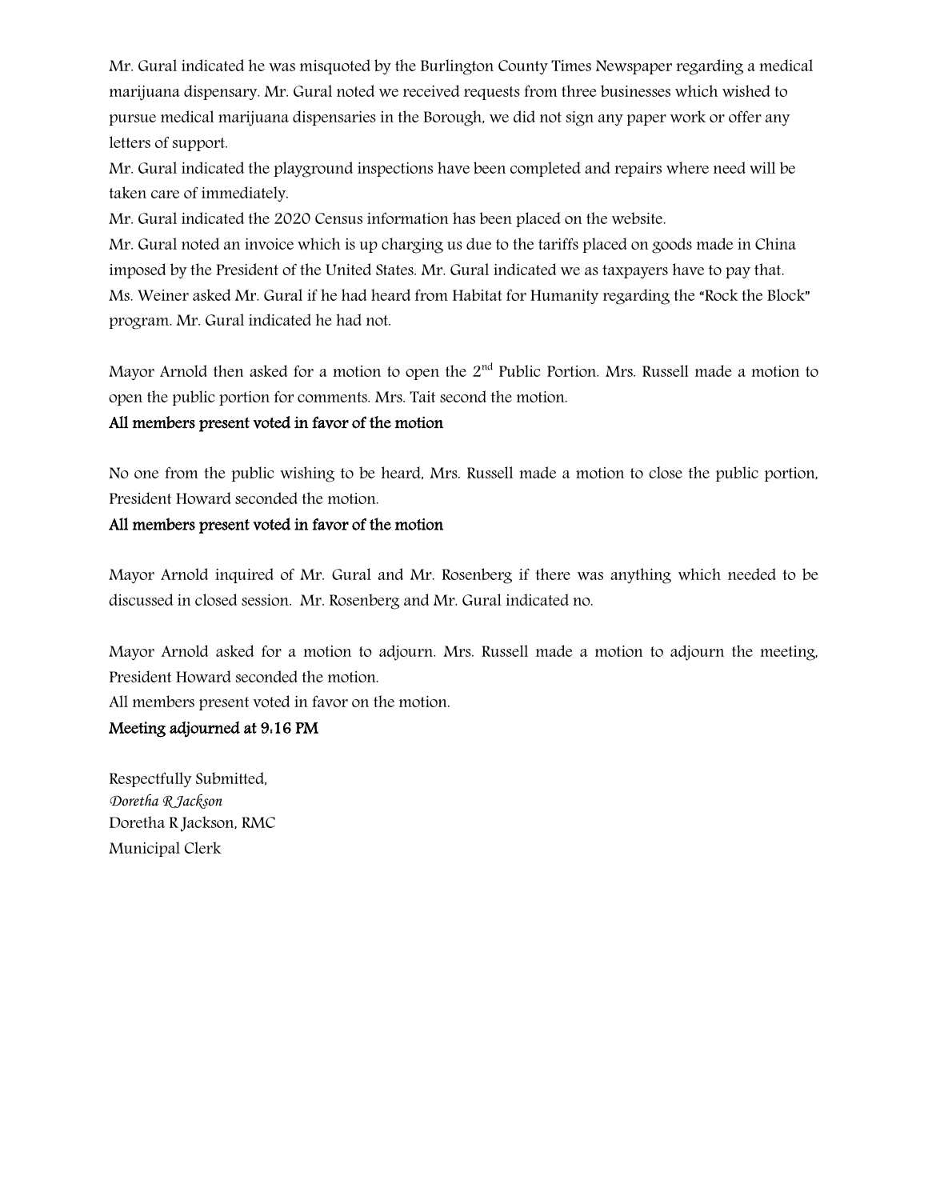Mr. Gural indicated he was misquoted by the Burlington County Times Newspaper regarding a medical marijuana dispensary. Mr. Gural noted we received requests from three businesses which wished to pursue medical marijuana dispensaries in the Borough, we did not sign any paper work or offer any letters of support.

Mr. Gural indicated the playground inspections have been completed and repairs where need will be taken care of immediately.

Mr. Gural indicated the 2020 Census information has been placed on the website.

Mr. Gural noted an invoice which is up charging us due to the tariffs placed on goods made in China imposed by the President of the United States. Mr. Gural indicated we as taxpayers have to pay that.

Ms. Weiner asked Mr. Gural if he had heard from Habitat for Humanity regarding the "Rock the Block" program. Mr. Gural indicated he had not.

Mayor Arnold then asked for a motion to open the 2nd Public Portion. Mrs. Russell made a motion to open the public portion for comments. Mrs. Tait second the motion.

**All members present voted in favor of the motion**

No one from the public wishing to be heard, Mrs. Russell made a motion to close the public portion, President Howard seconded the motion.

**All members present voted in favor of the motion**

Mayor Arnold inquired of Mr. Gural and Mr. Rosenberg if there was anything which needed to be discussed in closed session. Mr. Rosenberg and Mr. Gural indicated no.

Mayor Arnold asked for a motion to adjourn. Mrs. Russell made a motion to adjourn the meeting, President Howard seconded the motion.

All members present voted in favor on the motion.

**Meeting adjourned at 9:16 PM**

Respectfully Submitted,

*Doretha R Jackson*

Doretha R Jackson, RMC

Municipal Clerk